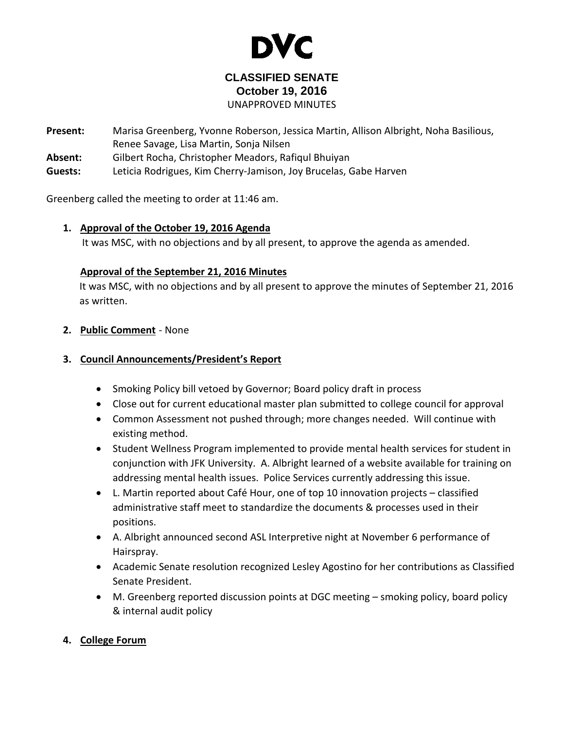# DVC

## CLASSIFIED SENATE
## October 19, 2016
UNAPPROVED MINUTES

**Present:** Marisa Greenberg, Yvonne Roberson, Jessica Martin, Allison Albright, Noha Basilious, Renee Savage, Lisa Martin, Sonja Nilsen
**Absent:** Gilbert Rocha, Christopher Meadors, Rafiqul Bhuiyan
**Guests:** Leticia Rodrigues, Kim Cherry-Jamison, Joy Brucelas, Gabe Harven

Greenberg called the meeting to order at 11:46 am.

1. **Approval of the October 19, 2016 Agenda**
   It was MSC, with no objections and by all present, to approve the agenda as amended.

   **Approval of the September 21, 2016 Minutes**
   It was MSC, with no objections and by all present to approve the minutes of September 21, 2016 as written.

2. **Public Comment** - None

3. **Council Announcements/President's Report**

   - Smoking Policy bill vetoed by Governor; Board policy draft in process
   - Close out for current educational master plan submitted to college council for approval
   - Common Assessment not pushed through; more changes needed. Will continue with existing method.
   - Student Wellness Program implemented to provide mental health services for student in conjunction with JFK University. A. Albright learned of a website available for training on addressing mental health issues. Police Services currently addressing this issue.
   - L. Martin reported about Café Hour, one of top 10 innovation projects – classified administrative staff meet to standardize the documents & processes used in their positions.
   - A. Albright announced second ASL Interpretive night at November 6 performance of Hairspray.
   - Academic Senate resolution recognized Lesley Agostino for her contributions as Classified Senate President.
   - M. Greenberg reported discussion points at DGC meeting – smoking policy, board policy & internal audit policy

4. **College Forum**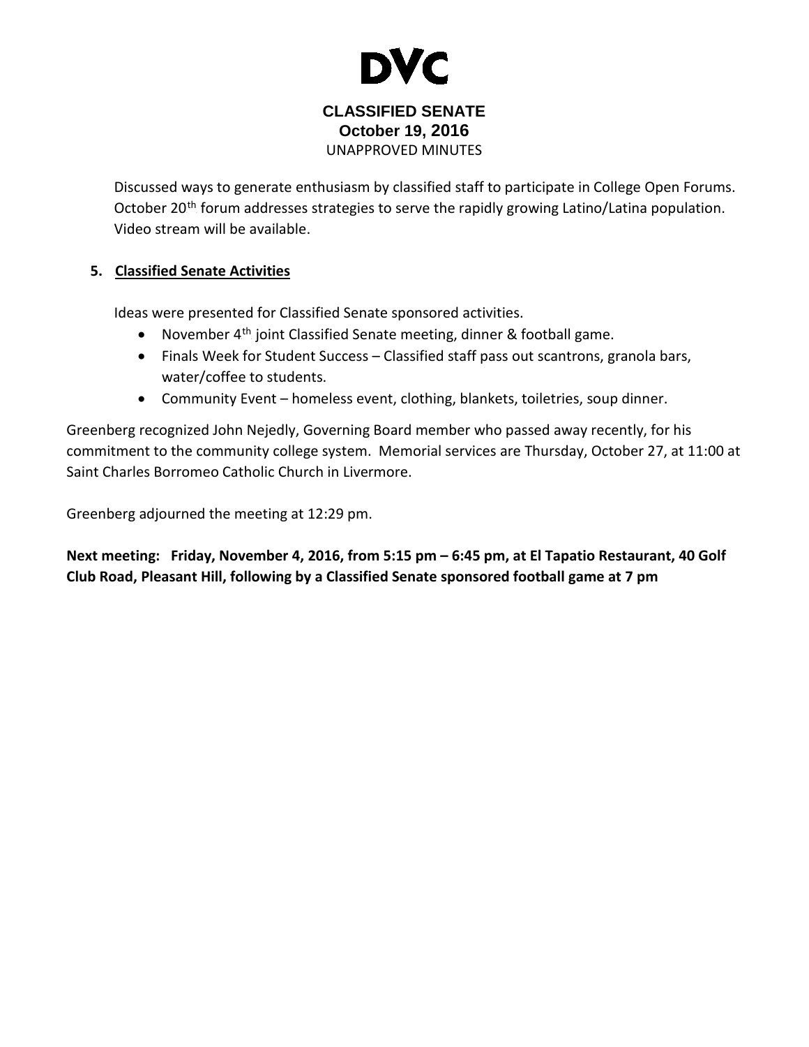# DVC

## CLASSIFIED SENATE
**October 19, 2016**
UNAPPROVED MINUTES

Discussed ways to generate enthusiasm by classified staff to participate in College Open Forums. October 20th forum addresses strategies to serve the rapidly growing Latino/Latina population. Video stream will be available.

5. **Classified Senate Activities**

   Ideas were presented for Classified Senate sponsored activities.

   - November 4th joint Classified Senate meeting, dinner & football game.
   - Finals Week for Student Success – Classified staff pass out scantrons, granola bars, water/coffee to students.
   - Community Event – homeless event, clothing, blankets, toiletries, soup dinner.

Greenberg recognized John Nejedly, Governing Board member who passed away recently, for his commitment to the community college system. Memorial services are Thursday, October 27, at 11:00 at Saint Charles Borromeo Catholic Church in Livermore.

Greenberg adjourned the meeting at 12:29 pm.

**Next meeting: Friday, November 4, 2016, from 5:15 pm – 6:45 pm, at El Tapatio Restaurant, 40 Golf Club Road, Pleasant Hill, following by a Classified Senate sponsored football game at 7 pm**